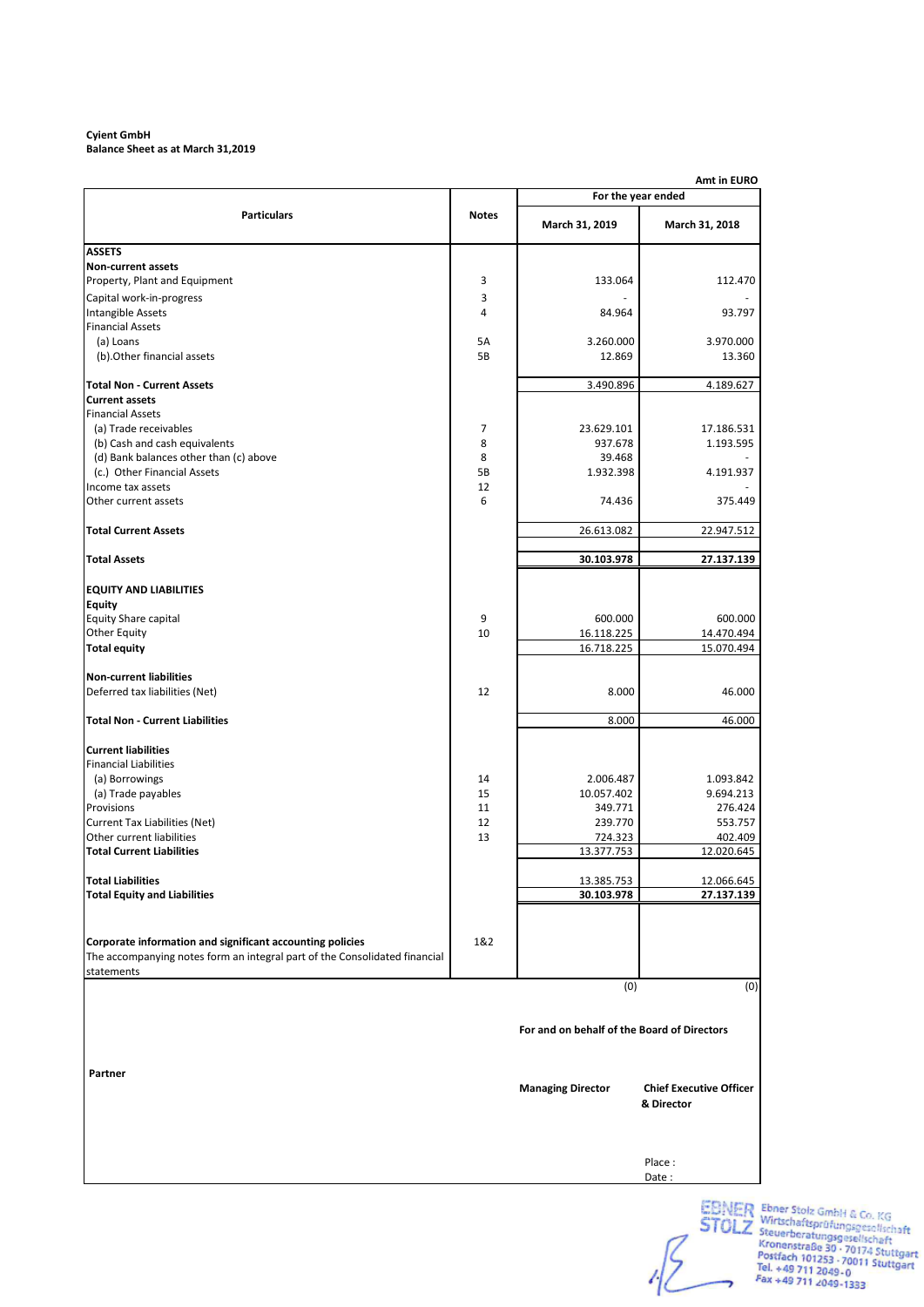**Cyient GmbH**
**Balance Sheet as at March 31,2019**

**Amt in EURO**

| Particulars | Notes | For the year ended | |
|---|---|---|---|
| | | March 31, 2019 | March 31, 2018 |
| **ASSETS** | | | |
| **Non-current assets** | | | |
| Property, Plant and Equipment | 3 | 133.064 | 112.470 |
| Capital work-in-progress | 3 | - | - |
| Intangible Assets | 4 | 84.964 | 93.797 |
| Financial Assets | | | |
| (a) Loans | 5A | 3.260.000 | 3.970.000 |
| (b).Other financial assets | 5B | 12.869 | 13.360 |
| **Total Non - Current Assets** | | 3.490.896 | 4.189.627 |
| **Current assets** | | | |
| Financial Assets | | | |
| (a) Trade receivables | 7 | 23.629.101 | 17.186.531 |
| (b) Cash and cash equivalents | 8 | 937.678 | 1.193.595 |
| (d) Bank balances other than (c) above | 8 | 39.468 | - |
| (c.) Other Financial Assets | 5B | 1.932.398 | 4.191.937 |
| Income tax assets | 12 | | - |
| Other current assets | 6 | 74.436 | 375.449 |
| **Total Current Assets** | | 26.613.082 | 22.947.512 |
| **Total Assets** | | **30.103.978** | **27.137.139** |
| **EQUITY AND LIABILITIES** | | | |
| **Equity** | | | |
| Equity Share capital | 9 | 600.000 | 600.000 |
| Other Equity | 10 | 16.118.225 | 14.470.494 |
| **Total equity** | | 16.718.225 | 15.070.494 |
| **Non-current liabilities** | | | |
| Deferred tax liabilities (Net) | 12 | 8.000 | 46.000 |
| **Total Non - Current Liabilities** | | 8.000 | 46.000 |
| **Current liabilities** | | | |
| Financial Liabilities | | | |
| (a) Borrowings | 14 | 2.006.487 | 1.093.842 |
| (a) Trade payables | 15 | 10.057.402 | 9.694.213 |
| Provisions | 11 | 349.771 | 276.424 |
| Current Tax Liabilities (Net) | 12 | 239.770 | 553.757 |
| Other current liabilities | 13 | 724.323 | 402.409 |
| **Total Current Liabilities** | | 13.377.753 | 12.020.645 |
| **Total Liabilities** | | 13.385.753 | 12.066.645 |
| **Total Equity and Liabilities** | | **30.103.978** | **27.137.139** |
| **Corporate information and significant accounting policies** | 1&2 | | |
| The accompanying notes form an integral part of the Consolidated financial statements | | | |
| | | (0) | (0) |

**For and on behalf of the Board of Directors**

**Partner**

**Managing Director** | **Chief Executive Officer & Director**

Place :
Date :

EBNER STOLZ
Ebner Stolz GmbH & Co. KG
Wirtschaftsprüfungsgesellschaft
Steuerberatungsgesellschaft
Kronenstraße 30 · 70174 Stuttgart
Postfach 101253 · 70011 Stuttgart
Tel. +49 711 2049-0
Fax +49 711 2049-1333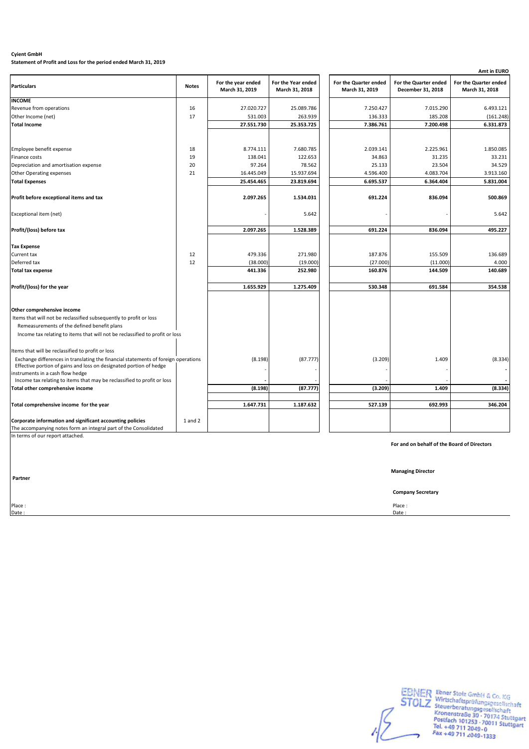**Cyient GmbH**

**Statement of Profit and Loss for the period ended March 31, 2019**

**Amt in EURO**

| Particulars | Notes | For the year ended March 31, 2019 | For the Year ended March 31, 2018 | For the Quarter ended March 31, 2019 | For the Quarter ended December 31, 2018 | For the Quarter ended March 31, 2018 |
|---|---|---|---|---|---|---|
| **INCOME** | | | | | | |
| Revenue from operations | 16 | 27.020.727 | 25.089.786 | 7.250.427 | 7.015.290 | 6.493.121 |
| Other Income (net) | 17 | 531.003 | 263.939 | 136.333 | 185.208 | (161.248) |
| **Total Income** | | **27.551.730** | **25.353.725** | **7.386.761** | **7.200.498** | **6.331.873** |
| Employee benefit expense | 18 | 8.774.111 | 7.680.785 | 2.039.141 | 2.225.961 | 1.850.085 |
| Finance costs | 19 | 138.041 | 122.653 | 34.863 | 31.235 | 33.231 |
| Depreciation and amortisation expense | 20 | 97.264 | 78.562 | 25.133 | 23.504 | 34.529 |
| Other Operating expenses | 21 | 16.445.049 | 15.937.694 | 4.596.400 | 4.083.704 | 3.913.160 |
| **Total Expenses** | | **25.454.465** | **23.819.694** | **6.695.537** | **6.364.404** | **5.831.004** |
| **Profit before exceptional items and tax** | | **2.097.265** | **1.534.031** | **691.224** | **836.094** | **500.869** |
| Exceptional item (net) | | - | 5.642 | - | - | 5.642 |
| **Profit/(loss) before tax** | | **2.097.265** | **1.528.389** | **691.224** | **836.094** | **495.227** |
| **Tax Expense** | | | | | | |
| Current tax | 12 | 479.336 | 271.980 | 187.876 | 155.509 | 136.689 |
| Deferred tax | 12 | (38.000) | (19.000) | (27.000) | (11.000) | 4.000 |
| **Total tax expense** | | **441.336** | **252.980** | **160.876** | **144.509** | **140.689** |
| **Profit/(loss) for the year** | | **1.655.929** | **1.275.409** | **530.348** | **691.584** | **354.538** |
| **Other comprehensive income** | | | | | | |
| Items that will not be reclassified subsequently to profit or loss | | | | | | |
| Remeasurements of the defined benefit plans | | | | | | |
| Income tax relating to items that will not be reclassified to profit or loss | | | | | | |
| Items that will be reclassified to profit or loss | | | | | | |
| Exchange differences in translating the financial statements of foreign operations | | (8.198) | (87.777) | (3.209) | 1.409 | (8.334) |
| Effective portion of gains and loss on designated portion of hedge instruments in a cash flow hedge | | - | - | - | - | - |
| Income tax relating to items that may be reclassified to profit or loss | | - | - | - | - | - |
| **Total other comprehensive income** | | **(8.198)** | **(87.777)** | **(3.209)** | **1.409** | **(8.334)** |
| **Total comprehensive income for the year** | | **1.647.731** | **1.187.632** | **527.139** | **692.993** | **346.204** |
| **Corporate information and significant accounting policies** | 1 and 2 | | | | | |

The accompanying notes form an integral part of the Consolidated

In terms of our report attached.

**For and on behalf of the Board of Directors**

**Partner**

**Managing Director**

**Company Secretary**

Place :
Date :

Place :
Date :

Ebner Stolz GmbH & Co. KG
Wirtschaftsprüfungsgesellschaft
Steuerberatungsgesellschaft
Kronenstraße 30 · 70174 Stuttgart
Postfach 101253 · 70011 Stuttgart
Tel. +49 711 2049-0
Fax +49 711 2049-1333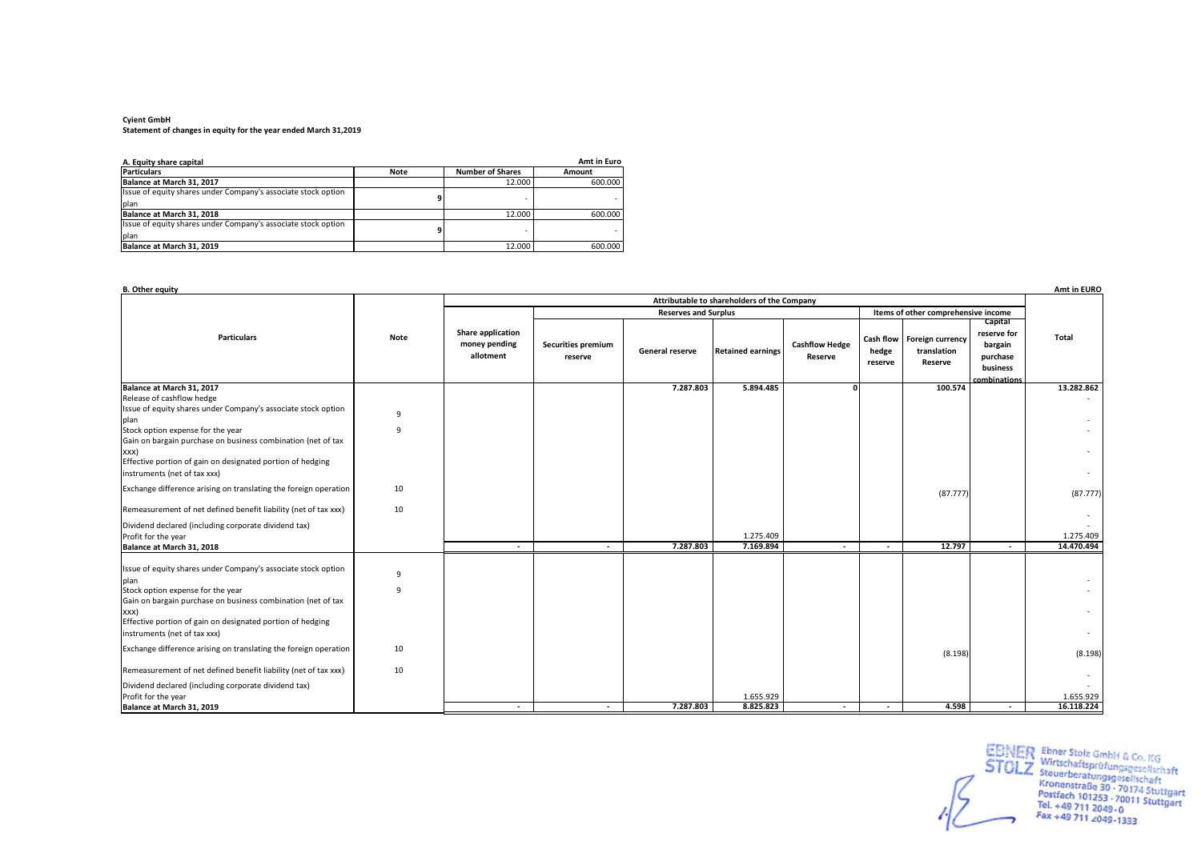**Cyient GmbH**
**Statement of changes in equity for the year ended March 31,2019**

**A. Equity share capital** — Amt in Euro

| Particulars | Note | Number of Shares | Amount |
|---|---|---|---|
| **Balance at March 31, 2017** | | 12.000 | 600.000 |
| Issue of equity shares under Company's associate stock option plan | 9 | - | - |
| **Balance at March 31, 2018** | | 12.000 | 600.000 |
| Issue of equity shares under Company's associate stock option plan | 9 | - | - |
| **Balance at March 31, 2019** | | 12.000 | 600.000 |

**B. Other equity** — Amt in EURO

| Particulars | Note | Attributable to shareholders of the Company | | | | | | | | Total |
|---|---|---|---|---|---|---|---|---|---|---|
| | | | Reserves and Surplus | | | | Items of other comprehensive income | | | |
| | | Share application money pending allotment | Securities premium reserve | General reserve | Retained earnings | Cashflow Hedge Reserve | Cash flow hedge reserve | Foreign currency translation Reserve | Capital reserve for bargain purchase business combinations | |
| **Balance at March 31, 2017** | | | | **7.287.803** | **5.894.485** | **0** | | **100.574** | | **13.282.862** |
| Release of cashflow hedge | | | | | | | | | | - |
| Issue of equity shares under Company's associate stock option plan | 9 | | | | | | | | | - |
| Stock option expense for the year | 9 | | | | | | | | | - |
| Gain on bargain purchase on business combination (net of tax xxx) | | | | | | | | | | - |
| Effective portion of gain on designated portion of hedging instruments (net of tax xxx) | | | | | | | | | | - |
| Exchange difference arising on translating the foreign operation | 10 | | | | | | | (87.777) | | (87.777) |
| Remeasurement of net defined benefit liability (net of tax xxx) | 10 | | | | | | | | | - |
| Dividend declared (including corporate dividend tax) | | | | | | | | | | - |
| Profit for the year | | | | | 1.275.409 | | | | | 1.275.409 |
| **Balance at March 31, 2018** | | - | - | **7.287.803** | **7.169.894** | - | - | **12.797** | - | **14.470.494** |
| Issue of equity shares under Company's associate stock option plan | 9 | | | | | | | | | - |
| Stock option expense for the year | 9 | | | | | | | | | - |
| Gain on bargain purchase on business combination (net of tax xxx) | | | | | | | | | | - |
| Effective portion of gain on designated portion of hedging instruments (net of tax xxx) | | | | | | | | | | - |
| Exchange difference arising on translating the foreign operation | 10 | | | | | | | (8.198) | | (8.198) |
| Remeasurement of net defined benefit liability (net of tax xxx) | 10 | | | | | | | | | - |
| Dividend declared (including corporate dividend tax) | | | | | | | | | | - |
| Profit for the year | | | | | 1.655.929 | | | | | 1.655.929 |
| **Balance at March 31, 2019** | | - | - | **7.287.803** | **8.825.823** | - | - | **4.598** | - | **16.118.224** |

EBNER STOLZ Ebner Stolz GmbH & Co. KG Wirtschaftsprüfungsgesellschaft Steuerberatungsgesellschaft Kronenstraße 30 · 70174 Stuttgart Postfach 101253 · 70011 Stuttgart Tel. +49 711 2049-0 Fax +49 711 2049-1333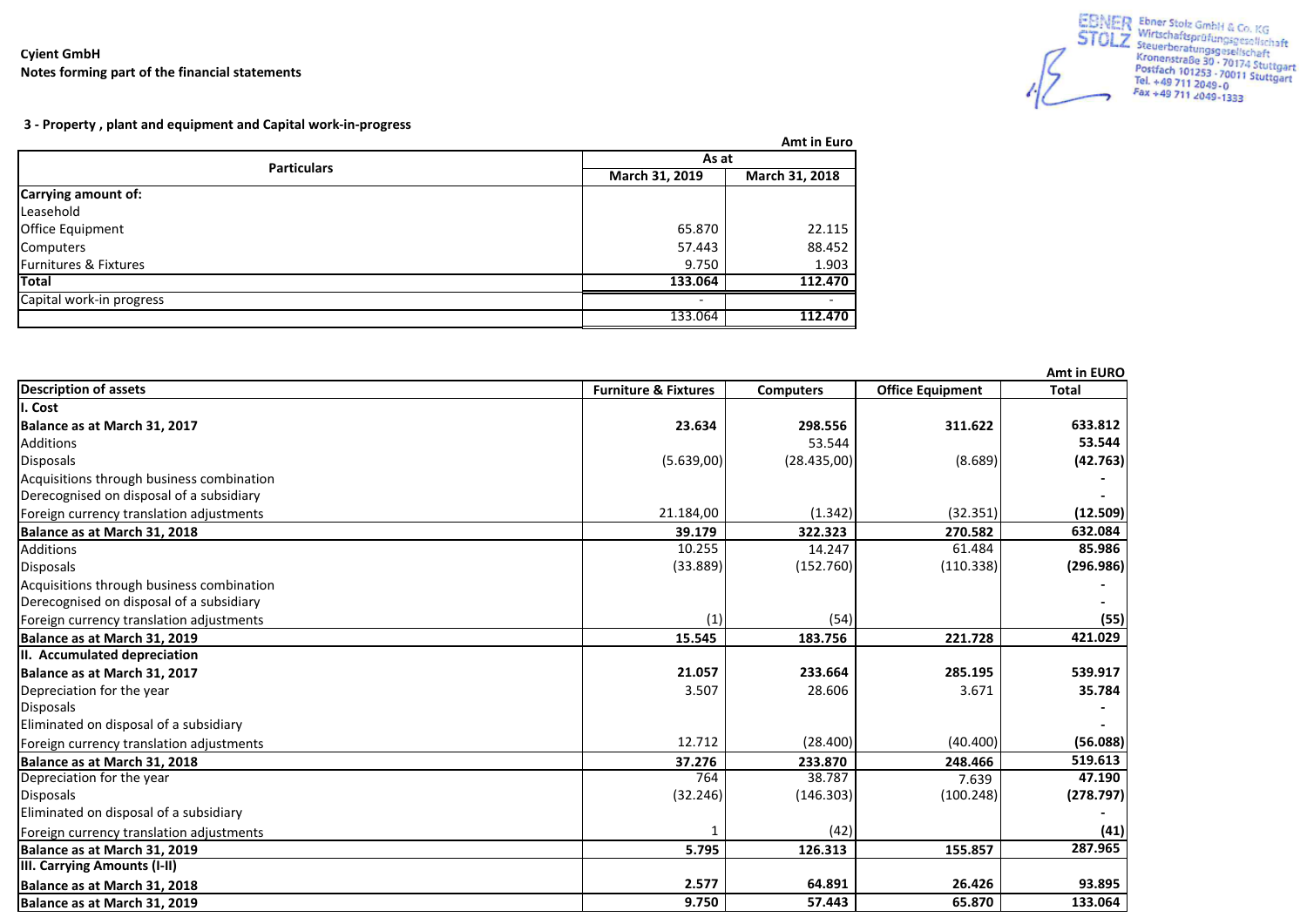**Cyient GmbH**
**Notes forming part of the financial statements**

Ebner Stolz GmbH & Co. KG
Wirtschaftsprüfungsgesellschaft
Steuerberatungsgesellschaft
Kronenstraße 30 · 70174 Stuttgart
Postfach 101253 · 70011 Stuttgart
Tel. +49 711 2049-0
Fax +49 711 2049-1333

**3 - Property , plant and equipment and Capital work-in-progress**

Amt in Euro

| Particulars | As at March 31, 2019 | As at March 31, 2018 |
|---|---|---|
| **Carrying amount of:** | | |
| Leasehold | | |
| Office Equipment | 65.870 | 22.115 |
| Computers | 57.443 | 88.452 |
| Furnitures & Fixtures | 9.750 | 1.903 |
| **Total** | **133.064** | **112.470** |
| Capital work-in progress | - | - |
| | 133.064 | **112.470** |

Amt in EURO

| Description of assets | Furniture & Fixtures | Computers | Office Equipment | Total |
|---|---|---|---|---|
| **I. Cost** | | | | |
| **Balance as at March 31, 2017** | **23.634** | **298.556** | **311.622** | **633.812** |
| Additions | | 53.544 | | **53.544** |
| Disposals | (5.639,00) | (28.435,00) | (8.689) | **(42.763)** |
| Acquisitions through business combination | | | | **-** |
| Derecognised on disposal of a subsidiary | | | | **-** |
| Foreign currency translation adjustments | 21.184,00 | (1.342) | (32.351) | **(12.509)** |
| **Balance as at March 31, 2018** | **39.179** | **322.323** | **270.582** | **632.084** |
| Additions | 10.255 | 14.247 | 61.484 | **85.986** |
| Disposals | (33.889) | (152.760) | (110.338) | **(296.986)** |
| Acquisitions through business combination | | | | **-** |
| Derecognised on disposal of a subsidiary | | | | **-** |
| Foreign currency translation adjustments | (1) | (54) | | **(55)** |
| **Balance as at March 31, 2019** | **15.545** | **183.756** | **221.728** | **421.029** |
| **II. Accumulated depreciation** | | | | |
| **Balance as at March 31, 2017** | **21.057** | **233.664** | **285.195** | **539.917** |
| Depreciation for the year | 3.507 | 28.606 | 3.671 | **35.784** |
| Disposals | | | | **-** |
| Eliminated on disposal of a subsidiary | | | | **-** |
| Foreign currency translation adjustments | 12.712 | (28.400) | (40.400) | **(56.088)** |
| **Balance as at March 31, 2018** | **37.276** | **233.870** | **248.466** | **519.613** |
| Depreciation for the year | 764 | 38.787 | 7.639 | **47.190** |
| Disposals | (32.246) | (146.303) | (100.248) | **(278.797)** |
| Eliminated on disposal of a subsidiary | | | | **-** |
| Foreign currency translation adjustments | 1 | (42) | | **(41)** |
| **Balance as at March 31, 2019** | **5.795** | **126.313** | **155.857** | **287.965** |
| **III. Carrying Amounts (I-II)** | | | | |
| **Balance as at March 31, 2018** | **2.577** | **64.891** | **26.426** | **93.895** |
| **Balance as at March 31, 2019** | **9.750** | **57.443** | **65.870** | **133.064** |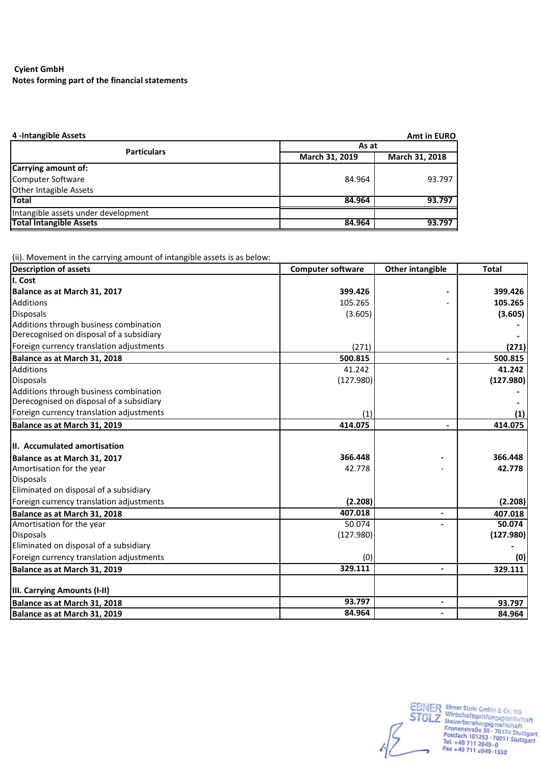**Cyient GmbH**
**Notes forming part of the financial statements**

**4 -Intangible Assets** — **Amt in EURO**

| Particulars | As at | |
|---|---|---|
| | **March 31, 2019** | **March 31, 2018** |
| **Carrying amount of:** | | |
| Computer Software | 84.964 | 93.797 |
| Other Intagible Assets | | |
| **Total** | **84.964** | **93.797** |
| Intangible assets under development | | |
| **Total Intangible Assets** | **84.964** | **93.797** |

(ii). Movement in the carrying amount of intangible assets is as below:

| **Description of assets** | **Computer software** | **Other intangible** | **Total** |
|---|---|---|---|
| **I. Cost** | | | |
| **Balance as at March 31, 2017** | **399.426** | **-** | **399.426** |
| Additions | 105.265 | - | **105.265** |
| Disposals | (3.605) | | **(3.605)** |
| Additions through business combination | | | **-** |
| Derecognised on disposal of a subsidiary | | | **-** |
| Foreign currency translation adjustments | (271) | | **(271)** |
| **Balance as at March 31, 2018** | **500.815** | **-** | **500.815** |
| Additions | 41.242 | | **41.242** |
| Disposals | (127.980) | | **(127.980)** |
| Additions through business combination | | | **-** |
| Derecognised on disposal of a subsidiary | | | **-** |
| Foreign currency translation adjustments | (1) | | **(1)** |
| **Balance as at March 31, 2019** | **414.075** | **-** | **414.075** |
| **II. Accumulated amortisation** | | | |
| **Balance as at March 31, 2017** | **366.448** | **-** | **366.448** |
| Amortisation for the year | 42.778 | - | **42.778** |
| Disposals | | | |
| Eliminated on disposal of a subsidiary | | | |
| Foreign currency translation adjustments | **(2.208)** | | **(2.208)** |
| **Balance as at March 31, 2018** | **407.018** | **-** | **407.018** |
| Amortisation for the year | 50.074 | **-** | **50.074** |
| Disposals | (127.980) | | **(127.980)** |
| Eliminated on disposal of a subsidiary | | | **-** |
| Foreign currency translation adjustments | (0) | | **(0)** |
| **Balance as at March 31, 2019** | **329.111** | **-** | **329.111** |
| **III. Carrying Amounts (I-II)** | | | |
| **Balance as at March 31, 2018** | **93.797** | **-** | **93.797** |
| **Balance as at March 31, 2019** | **84.964** | **-** | **84.964** |

Ebner Stolz GmbH & Co. KG
Wirtschaftsprüfungsgesellschaft
Steuerberatungsgesellschaft
Kronenstraße 30 · 70174 Stuttgart
Postfach 101253 · 70011 Stuttgart
Tel. +49 711 2049-0
Fax +49 711 2049-1333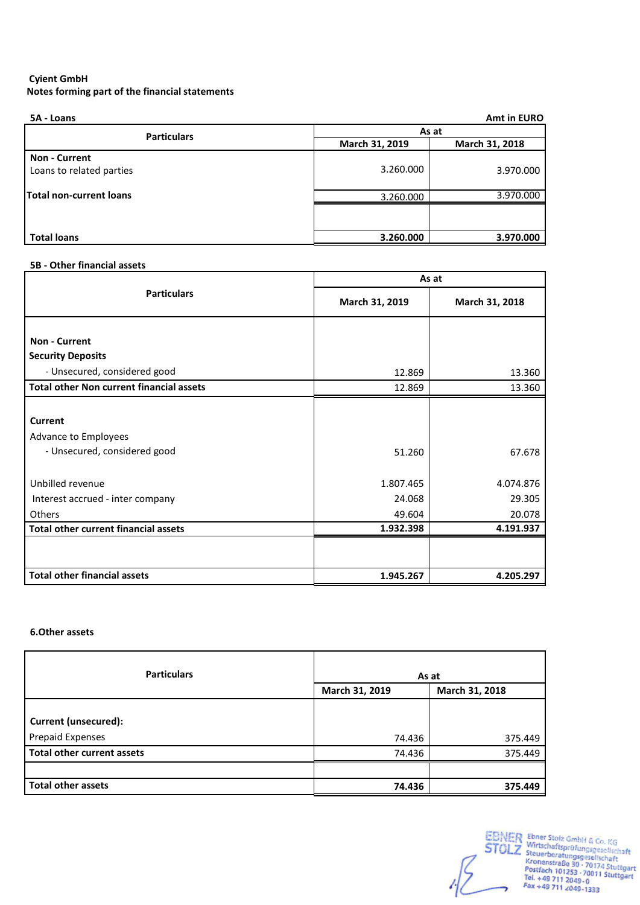**Cyient GmbH**
**Notes forming part of the financial statements**

**5A - Loans** — **Amt in EURO**

| Particulars | As at | |
|---|---|---|
| | March 31, 2019 | March 31, 2018 |
| **Non - Current** | | |
| Loans to related parties | 3.260.000 | 3.970.000 |
| **Total non-current loans** | 3.260.000 | 3.970.000 |
| | | |
| **Total loans** | **3.260.000** | **3.970.000** |

**5B - Other financial assets**

| Particulars | As at | |
|---|---|---|
| | March 31, 2019 | March 31, 2018 |
| **Non - Current** | | |
| **Security Deposits** | | |
| - Unsecured, considered good | 12.869 | 13.360 |
| **Total other Non current financial assets** | 12.869 | 13.360 |
| **Current** | | |
| Advance to Employees | | |
| - Unsecured, considered good | 51.260 | 67.678 |
| Unbilled revenue | 1.807.465 | 4.074.876 |
| Interest accrued - inter company | 24.068 | 29.305 |
| Others | 49.604 | 20.078 |
| **Total other current financial assets** | **1.932.398** | **4.191.937** |
| | | |
| **Total other financial assets** | **1.945.267** | **4.205.297** |

**6.Other assets**

| Particulars | As at | |
|---|---|---|
| | March 31, 2019 | March 31, 2018 |
| **Current (unsecured):** | | |
| Prepaid Expenses | 74.436 | 375.449 |
| **Total other current assets** | 74.436 | 375.449 |
| | | |
| **Total other assets** | **74.436** | **375.449** |

EBNER STOLZ
Ebner Stolz GmbH & Co. KG
Wirtschaftsprüfungsgesellschaft
Steuerberatungsgesellschaft
Kronenstraße 30 · 70174 Stuttgart
Postfach 101253 · 70011 Stuttgart
Tel. +49 711 2049-0
Fax +49 711 2049-1333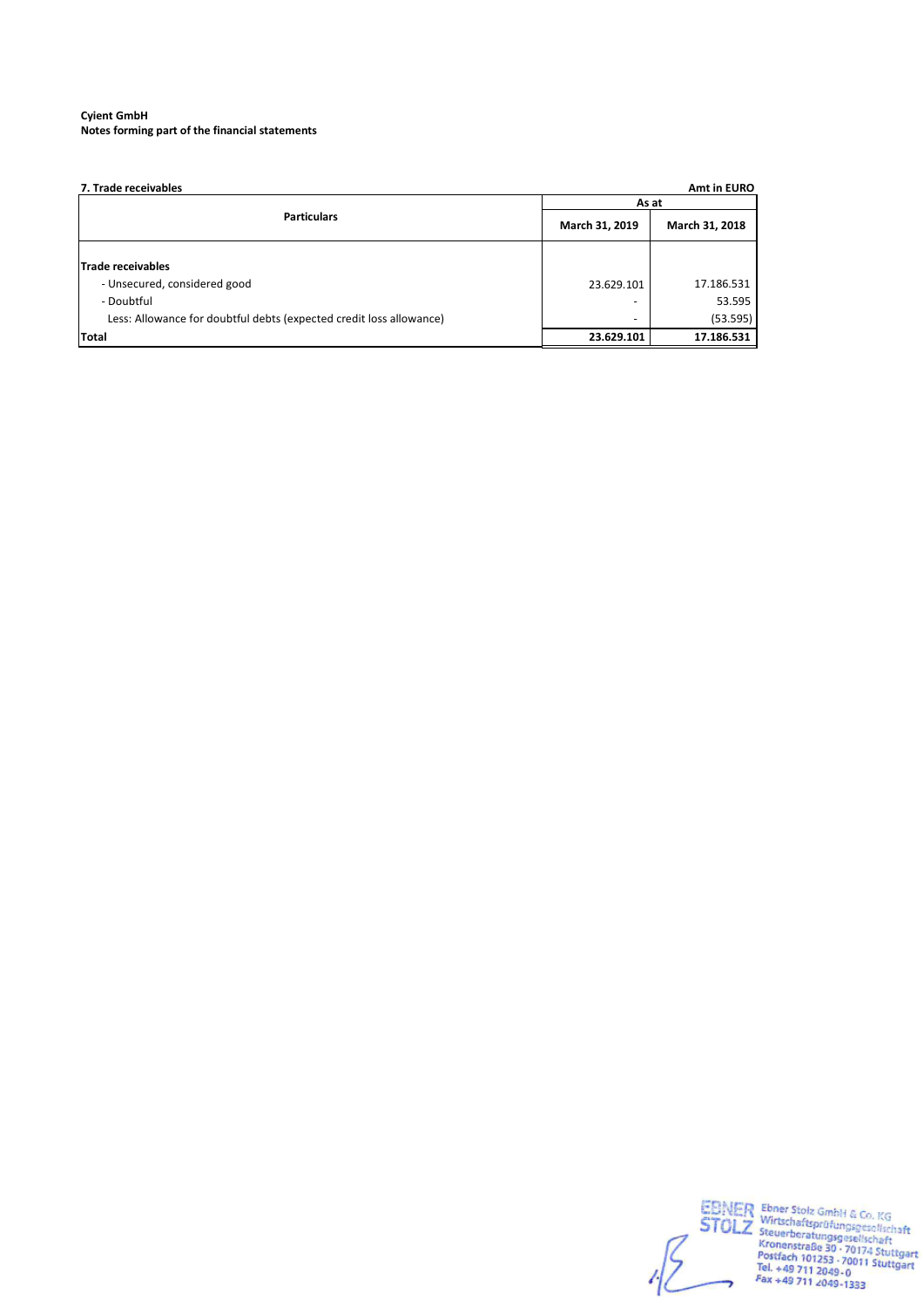**Cyient GmbH**
**Notes forming part of the financial statements**

**7. Trade receivables** — **Amt in EURO**

| Particulars | As at | |
|---|---|---|
| | **March 31, 2019** | **March 31, 2018** |
| **Trade receivables** | | |
| - Unsecured, considered good | 23.629.101 | 17.186.531 |
| - Doubtful | - | 53.595 |
| Less: Allowance for doubtful debts (expected credit loss allowance) | - | (53.595) |
| **Total** | **23.629.101** | **17.186.531** |

Ebner Stolz GmbH & Co. KG
Wirtschaftsprüfungsgesellschaft
Steuerberatungsgesellschaft
Kronenstraße 30 · 70174 Stuttgart
Postfach 101253 · 70011 Stuttgart
Tel. +49 711 2049-0
Fax +49 711 2049-1333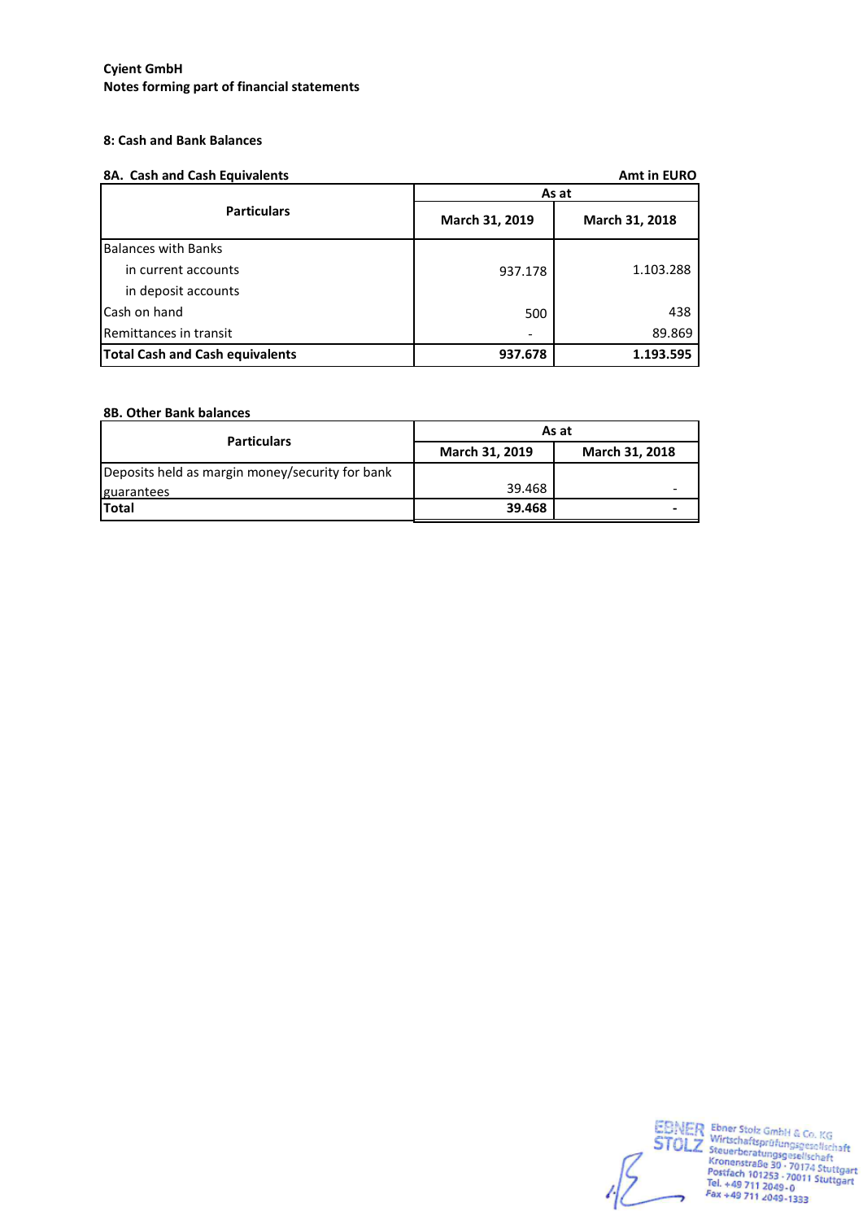**Cyient GmbH**
**Notes forming part of financial statements**

**8: Cash and Bank Balances**

**8A. Cash and Cash Equivalents** — **Amt in EURO**

| Particulars | As at | |
|---|---|---|
| | **March 31, 2019** | **March 31, 2018** |
| Balances with Banks | | |
| in current accounts | 937.178 | 1.103.288 |
| in deposit accounts | | |
| Cash on hand | 500 | 438 |
| Remittances in transit | - | 89.869 |
| **Total Cash and Cash equivalents** | **937.678** | **1.193.595** |

**8B. Other Bank balances**

| Particulars | As at | |
|---|---|---|
| | **March 31, 2019** | **March 31, 2018** |
| Deposits held as margin money/security for bank guarantees | 39.468 | - |
| **Total** | **39.468** | **-** |

EBNER STOLZ Ebner Stolz GmbH & Co. KG Wirtschaftsprüfungsgesellschaft Steuerberatungsgesellschaft Kronenstraße 30 · 70174 Stuttgart Postfach 101253 · 70011 Stuttgart Tel. +49 711 2049-0 Fax +49 711 2049-1333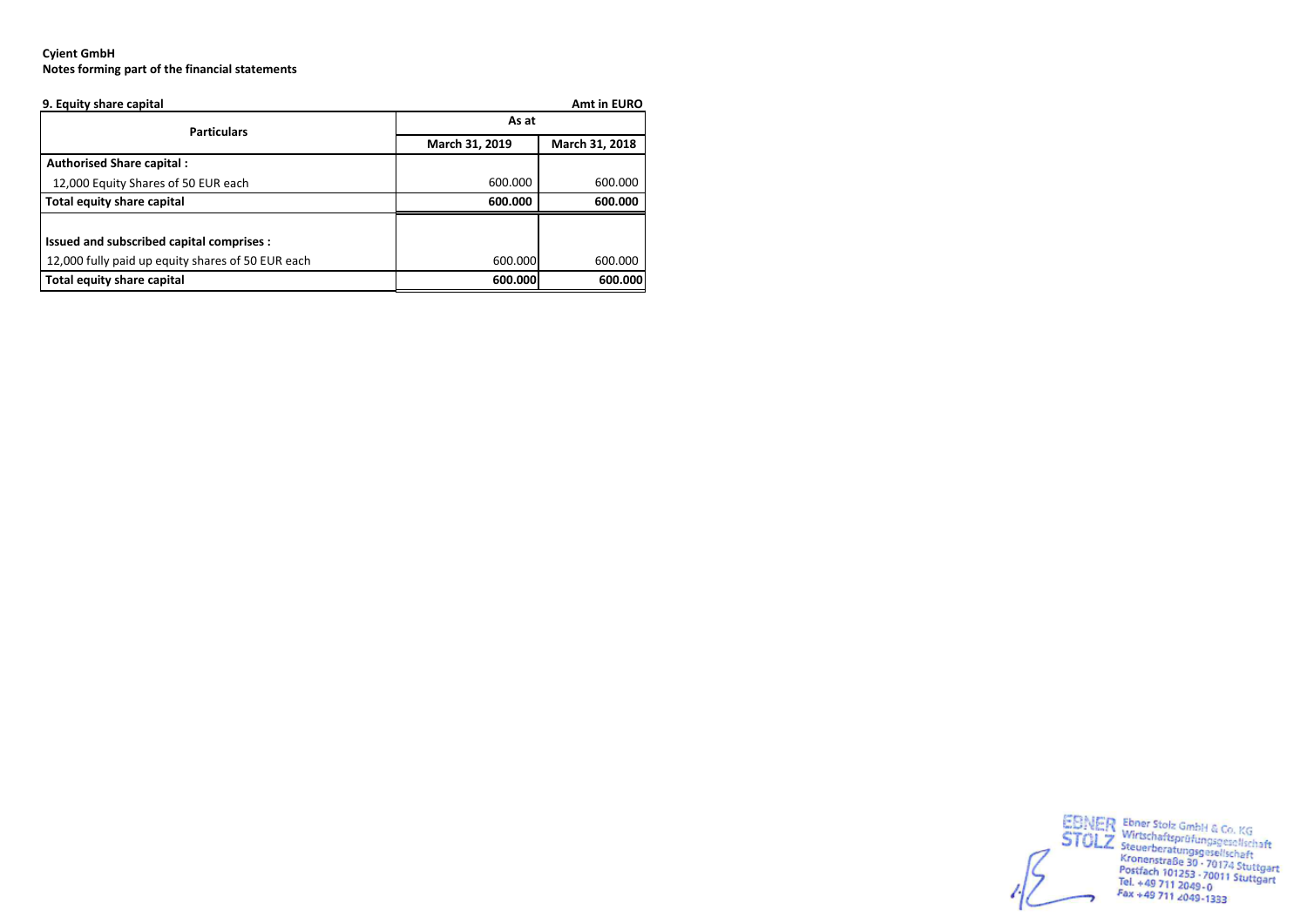**Cyient GmbH**
**Notes forming part of the financial statements**

**9. Equity share capital** **Amt in EURO**

| Particulars | As at | |
|---|---|---|
| | March 31, 2019 | March 31, 2018 |
| **Authorised Share capital :** | | |
| 12,000 Equity Shares of 50 EUR each | 600.000 | 600.000 |
| **Total equity share capital** | **600.000** | **600.000** |
| | | |
| **Issued and subscribed capital comprises :** | | |
| 12,000 fully paid up equity shares of 50 EUR each | 600.000 | 600.000 |
| **Total equity share capital** | **600.000** | **600.000** |

EBNER STOLZ Ebner Stolz GmbH & Co. KG Wirtschaftsprüfungsgesellschaft Steuerberatungsgesellschaft Kronenstraße 30 · 70174 Stuttgart Postfach 101253 · 70011 Stuttgart Tel. +49 711 2049-0 Fax +49 711 2049-1333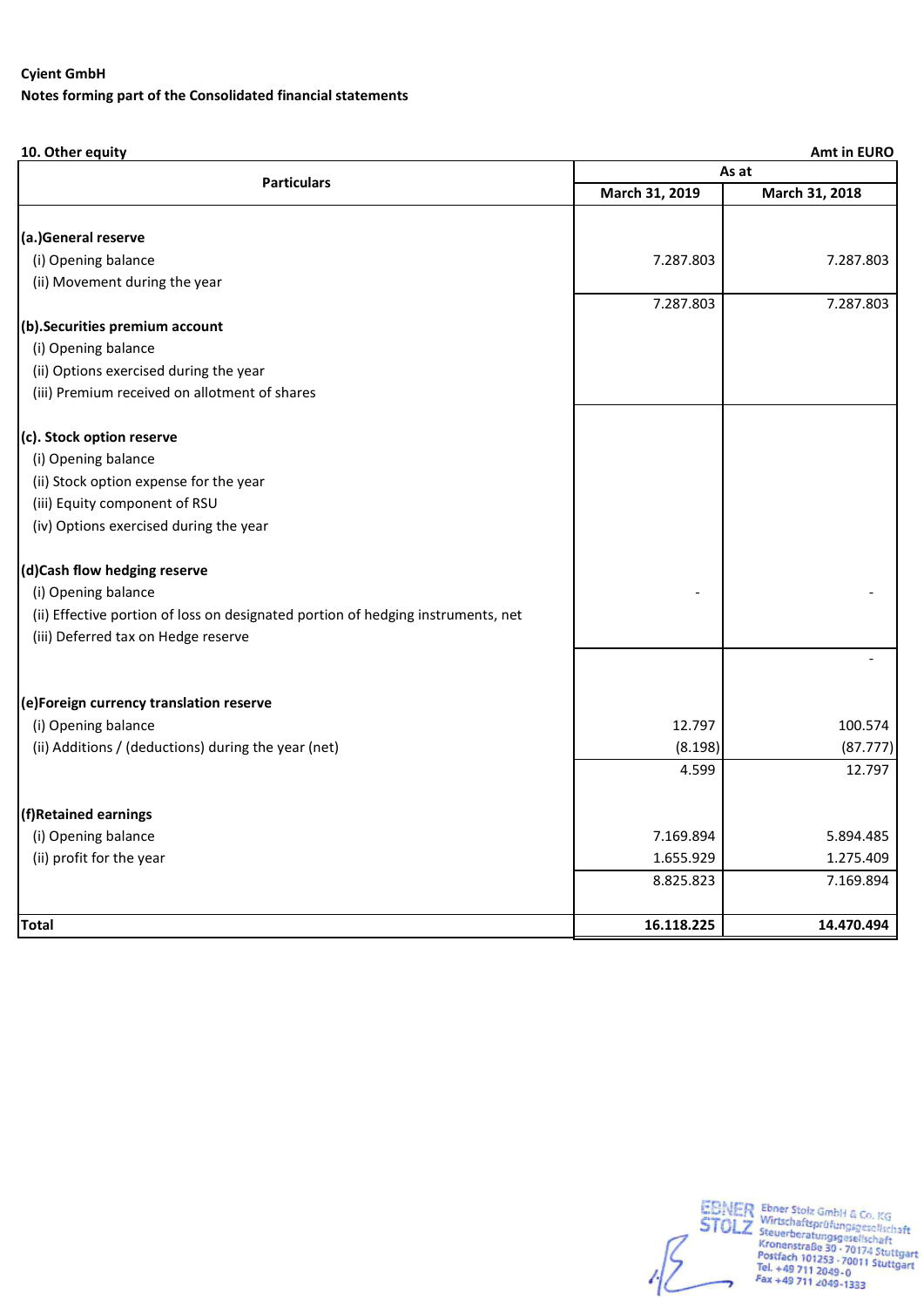Cyient GmbH

Notes forming part of the Consolidated financial statements

**10. Other equity** **Amt in EURO**

| Particulars | As at | |
|---|---|---|
| | March 31, 2019 | March 31, 2018 |
| **(a.)General reserve** | | |
| (i) Opening balance | 7.287.803 | 7.287.803 |
| (ii) Movement during the year | | |
| | 7.287.803 | 7.287.803 |
| **(b).Securities premium account** | | |
| (i) Opening balance | | |
| (ii) Options exercised during the year | | |
| (iii) Premium received on allotment of shares | | |
| **(c). Stock option reserve** | | |
| (i) Opening balance | | |
| (ii) Stock option expense for the year | | |
| (iii) Equity component of RSU | | |
| (iv) Options exercised during the year | | |
| **(d)Cash flow hedging reserve** | | |
| (i) Opening balance | - | - |
| (ii) Effective portion of loss on designated portion of hedging instruments, net | | |
| (iii) Deferred tax on Hedge reserve | | |
| | | - |
| **(e)Foreign currency translation reserve** | | |
| (i) Opening balance | 12.797 | 100.574 |
| (ii) Additions / (deductions) during the year (net) | (8.198) | (87.777) |
| | 4.599 | 12.797 |
| **(f)Retained earnings** | | |
| (i) Opening balance | 7.169.894 | 5.894.485 |
| (ii) profit for the year | 1.655.929 | 1.275.409 |
| | 8.825.823 | 7.169.894 |
| **Total** | **16.118.225** | **14.470.494** |

Ebner Stolz GmbH & Co. KG
Wirtschaftsprüfungsgesellschaft
Steuerberatungsgesellschaft
Kronenstraße 30 · 70174 Stuttgart
Postfach 101253 · 70011 Stuttgart
Tel. +49 711 2049-0
Fax +49 711 2049-1333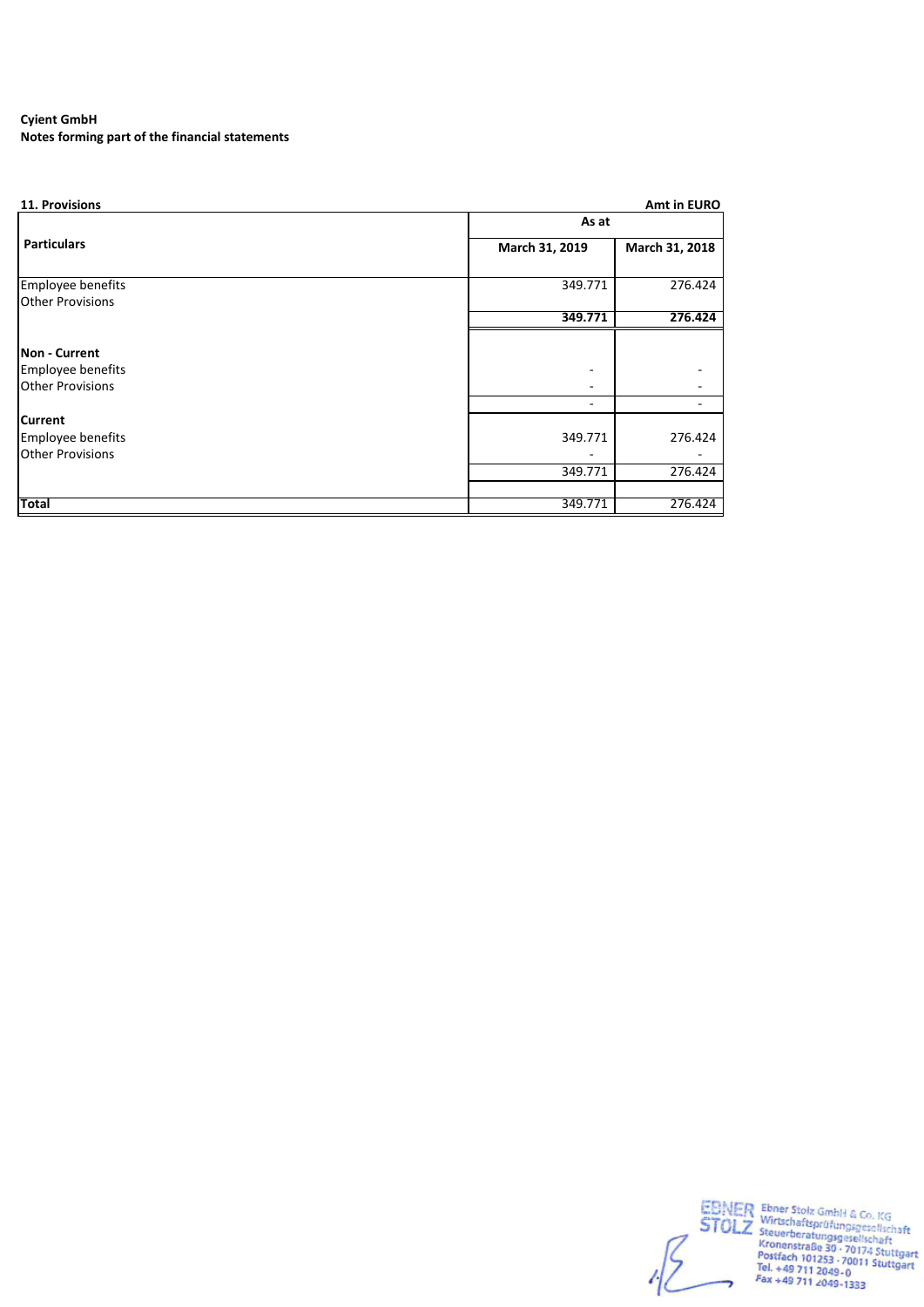**Cyient GmbH**
**Notes forming part of the financial statements**

**11. Provisions** **Amt in EURO**

| Particulars | As at March 31, 2019 | As at March 31, 2018 |
|---|---|---|
| Employee benefits | 349.771 | 276.424 |
| Other Provisions | | |
| | **349.771** | **276.424** |
| **Non - Current** | | |
| Employee benefits | - | - |
| Other Provisions | - | - |
| | - | - |
| **Current** | | |
| Employee benefits | 349.771 | 276.424 |
| Other Provisions | - | - |
| | 349.771 | 276.424 |
| **Total** | 349.771 | 276.424 |

EBNER STOLZ Ebner Stolz GmbH & Co. KG
Wirtschaftsprüfungsgesellschaft
Steuerberatungsgesellschaft
Kronenstraße 30 · 70174 Stuttgart
Postfach 101253 · 70011 Stuttgart
Tel. +49 711 2049-0
Fax +49 711 2049-1333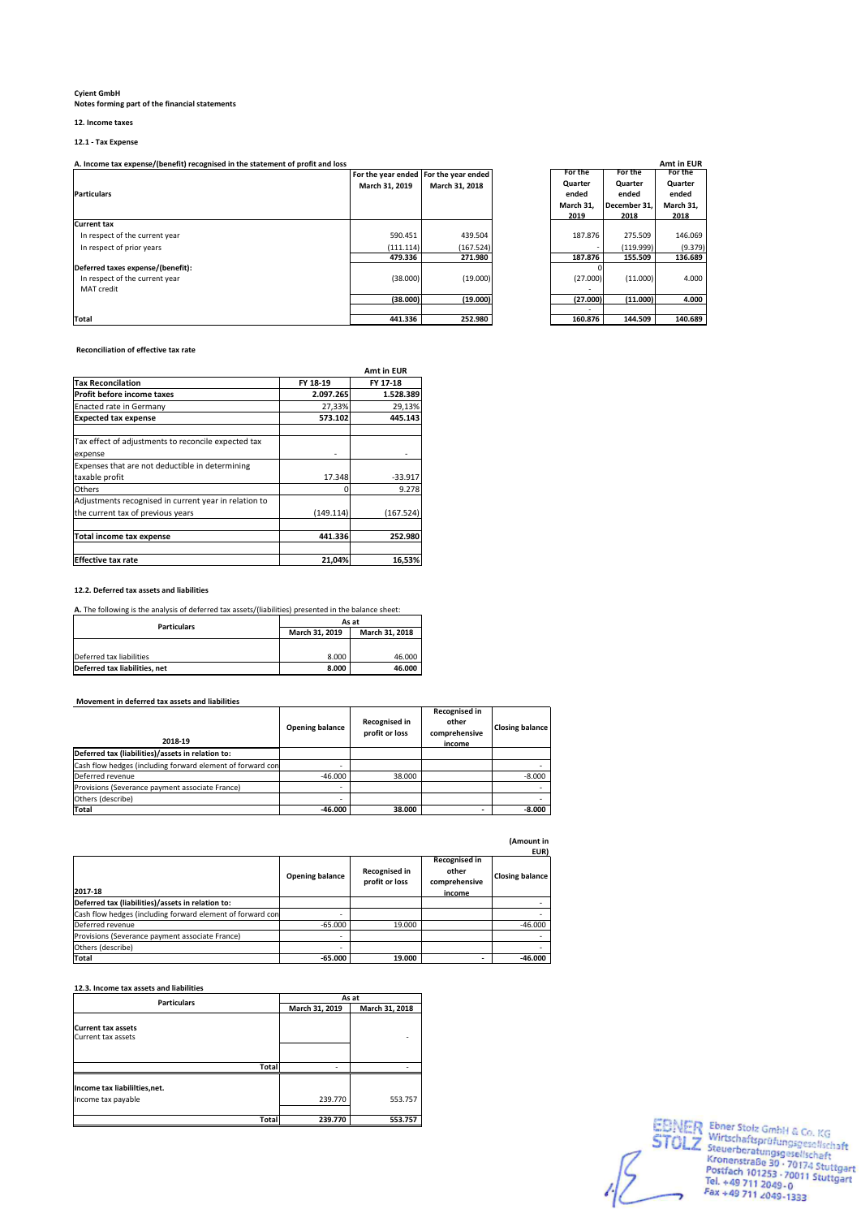Cyient GmbH

Notes forming part of the financial statements

## 12. Income taxes

### 12.1 - Tax Expense

**A. Income tax expense/(benefit) recognised in the statement of profit and loss**

Amt in EUR

| Particulars | For the year ended March 31, 2019 | For the year ended March 31, 2018 | For the Quarter ended March 31, 2019 | For the Quarter ended December 31, 2018 | For the Quarter ended March 31, 2018 |
|---|---|---|---|---|---|
| **Current tax** | | | | | |
| In respect of the current year | 590.451 | 439.504 | 187.876 | 275.509 | 146.069 |
| In respect of prior years | (111.114) | (167.524) | - | (119.999) | (9.379) |
| | **479.336** | **271.980** | **187.876** | **155.509** | **136.689** |
| **Deferred taxes expense/(benefit):** | | | 0 | | |
| In respect of the current year | (38.000) | (19.000) | (27.000) | (11.000) | 4.000 |
| MAT credit | | | - | | |
| | **(38.000)** | **(19.000)** | **(27.000)** | **(11.000)** | **4.000** |
| | | | - | | |
| **Total** | **441.336** | **252.980** | **160.876** | **144.509** | **140.689** |

**Reconciliation of effective tax rate**

Amt in EUR

| Tax Reconciliation | FY 18-19 | FY 17-18 |
|---|---|---|
| **Profit before income taxes** | **2.097.265** | **1.528.389** |
| Enacted rate in Germany | 27,33% | 29,13% |
| **Expected tax expense** | **573.102** | **445.143** |
| | | |
| Tax effect of adjustments to reconcile expected tax expense | - | - |
| Expenses that are not deductible in determining taxable profit | 17.348 | -33.917 |
| Others | 0 | 9.278 |
| Adjustments recognised in current year in relation to the current tax of previous years | (149.114) | (167.524) |
| | | |
| **Total income tax expense** | **441.336** | **252.980** |
| | | |
| **Effective tax rate** | **21,04%** | **16,53%** |

### 12.2. Deferred tax assets and liabilities

**A.** The following is the analysis of deferred tax assets/(liabilities) presented in the balance sheet:

| Particulars | As at March 31, 2019 | As at March 31, 2018 |
|---|---|---|
| | | |
| Deferred tax liabilities | 8.000 | 46.000 |
| **Deferred tax liabilities, net** | **8.000** | **46.000** |

**Movement in deferred tax assets and liabilities**

| 2018-19 | Opening balance | Recognised in profit or loss | Recognised in other comprehensive income | Closing balance |
|---|---|---|---|---|
| **Deferred tax (liabilities)/assets in relation to:** | | | | |
| Cash flow hedges (including forward element of forward con | - | | | - |
| Deferred revenue | -46.000 | 38.000 | | -8.000 |
| Provisions (Severance payment associate France) | - | | | - |
| Others (describe) | - | | | - |
| **Total** | **-46.000** | **38.000** | **-** | **-8.000** |

**(Amount in EUR)**

| 2017-18 | Opening balance | Recognised in profit or loss | Recognised in other comprehensive income | Closing balance |
|---|---|---|---|---|
| **Deferred tax (liabilities)/assets in relation to:** | | | | - |
| Cash flow hedges (including forward element of forward con | - | | | - |
| Deferred revenue | -65.000 | 19.000 | | -46.000 |
| Provisions (Severance payment associate France) | - | | | - |
| Others (describe) | - | | | - |
| **Total** | **-65.000** | **19.000** | **-** | **-46.000** |

### 12.3. Income tax assets and liabilities

| Particulars | As at March 31, 2019 | As at March 31, 2018 |
|---|---|---|
| **Current tax assets** | | |
| Current tax assets | | - |
| **Total** | - | - |
| **Income tax liabilities,net.** | | |
| Income tax payable | 239.770 | 553.757 |
| **Total** | **239.770** | **553.757** |

Ebner Stolz GmbH & Co. KG Wirtschaftsprüfungsgesellschaft Steuerberatungsgesellschaft Kronenstraße 30 · 70174 Stuttgart Postfach 101253 · 70011 Stuttgart Tel. +49 711 2049-0 Fax +49 711 2049-1333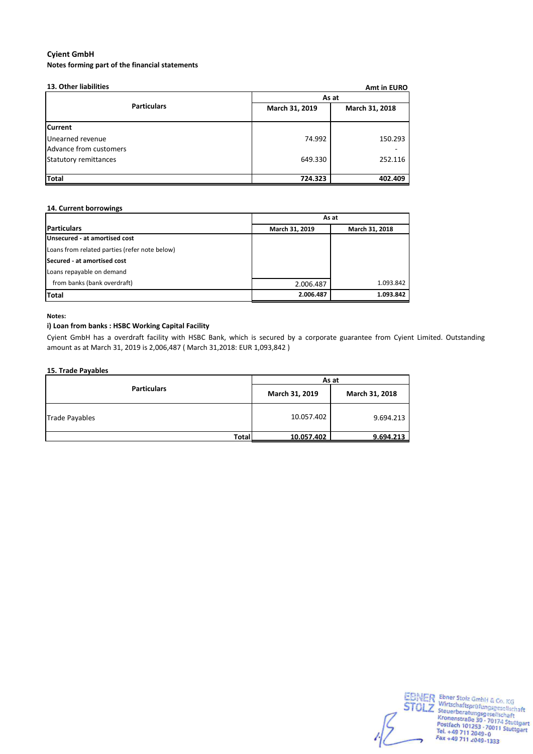**Cyient GmbH**

**Notes forming part of the financial statements**

**13. Other liabilities**

**Amt in EURO**

| Particulars | As at March 31, 2019 | As at March 31, 2018 |
|---|---|---|
| **Current** | | |
| Unearned revenue | 74.992 | 150.293 |
| Advance from customers | | - |
| Statutory remittances | 649.330 | 252.116 |
| **Total** | **724.323** | **402.409** |

**14. Current borrowings**

| Particulars | As at March 31, 2019 | As at March 31, 2018 |
|---|---|---|
| **Unsecured - at amortised cost** | | |
| Loans from related parties (refer note below) | | |
| **Secured - at amortised cost** | | |
| Loans repayable on demand | | |
| from banks (bank overdraft) | 2.006.487 | 1.093.842 |
| **Total** | **2.006.487** | **1.093.842** |

**Notes:**

**i) Loan from banks : HSBC Working Capital Facility**

Cyient GmbH has a overdraft facility with HSBC Bank, which is secured by a corporate guarantee from Cyient Limited. Outstanding amount as at March 31, 2019 is 2,006,487 ( March 31,2018: EUR 1,093,842 )

**15. Trade Payables**

| Particulars | As at March 31, 2019 | As at March 31, 2018 |
|---|---|---|
| Trade Payables | 10.057.402 | 9.694.213 |
| **Total** | **10.057.402** | **9.694.213** |

EBNER STOLZ Ebner Stolz GmbH & Co. KG Wirtschaftsprüfungsgesellschaft Steuerberatungsgesellschaft Kronenstraße 30 · 70174 Stuttgart Postfach 101253 · 70011 Stuttgart Tel. +49 711 2049-0 Fax +49 711 2049-1333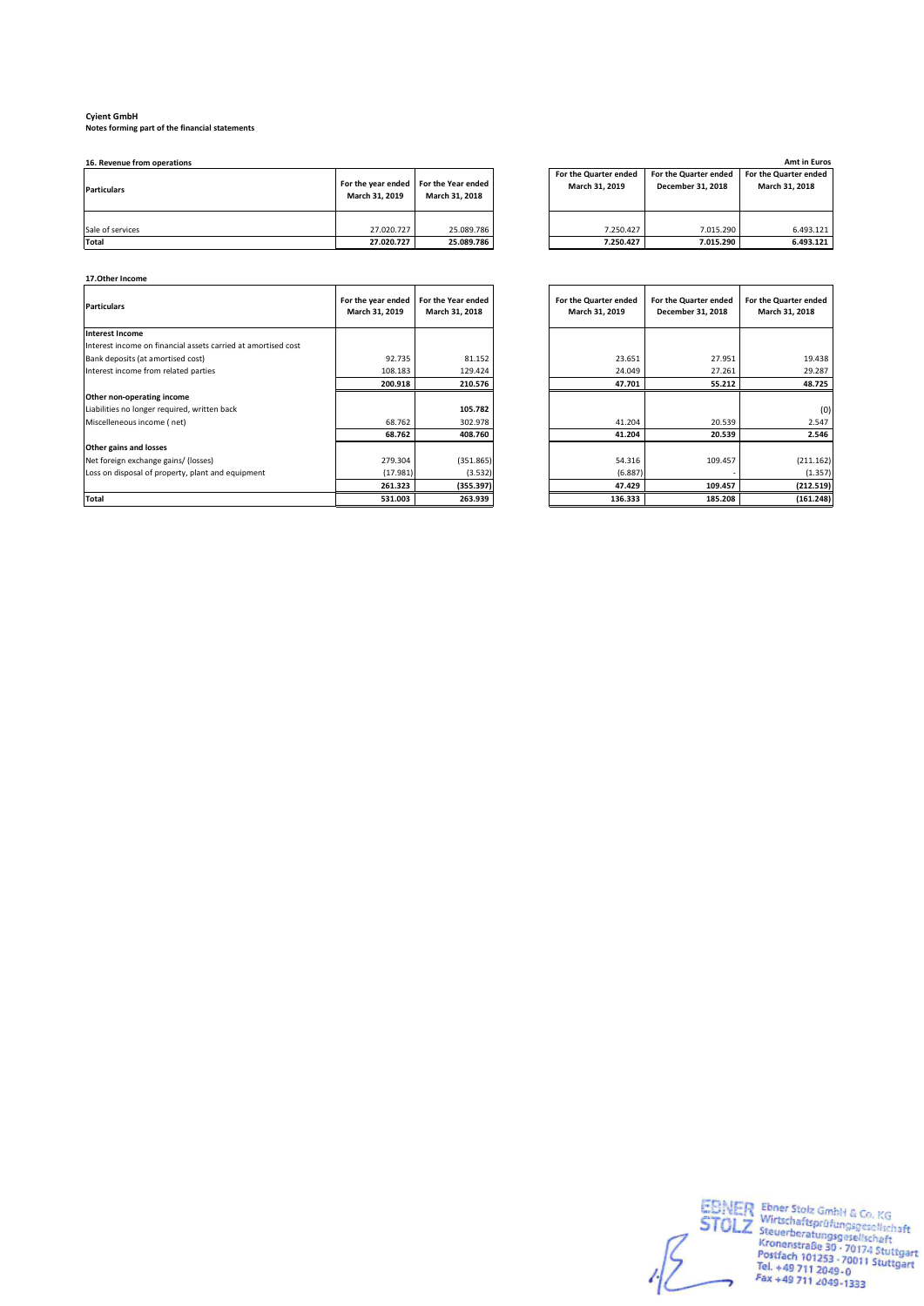**Cyient GmbH**
**Notes forming part of the financial statements**

**16. Revenue from operations**

Amt in Euros

| Particulars | For the year ended March 31, 2019 | For the Year ended March 31, 2018 | For the Quarter ended March 31, 2019 | For the Quarter ended December 31, 2018 | For the Quarter ended March 31, 2018 |
|---|---|---|---|---|---|
| Sale of services | 27.020.727 | 25.089.786 | 7.250.427 | 7.015.290 | 6.493.121 |
| **Total** | **27.020.727** | **25.089.786** | **7.250.427** | **7.015.290** | **6.493.121** |

**17.Other Income**

| Particulars | For the year ended March 31, 2019 | For the Year ended March 31, 2018 | For the Quarter ended March 31, 2019 | For the Quarter ended December 31, 2018 | For the Quarter ended March 31, 2018 |
|---|---|---|---|---|---|
| **Interest Income** | | | | | |
| Interest income on financial assets carried at amortised cost | | | | | |
| Bank deposits (at amortised cost) | 92.735 | 81.152 | 23.651 | 27.951 | 19.438 |
| Interest income from related parties | 108.183 | 129.424 | 24.049 | 27.261 | 29.287 |
| | **200.918** | **210.576** | **47.701** | **55.212** | **48.725** |
| **Other non-operating income** | | | | | |
| Liabilities no longer required, written back | | **105.782** | | | (0) |
| Miscelleneous income ( net) | 68.762 | 302.978 | 41.204 | 20.539 | 2.547 |
| | **68.762** | **408.760** | **41.204** | **20.539** | **2.546** |
| **Other gains and losses** | | | | | |
| Net foreign exchange gains/ (losses) | 279.304 | (351.865) | 54.316 | 109.457 | (211.162) |
| Loss on disposal of property, plant and equipment | (17.981) | (3.532) | (6.887) | - | (1.357) |
| | **261.323** | **(355.397)** | **47.429** | **109.457** | **(212.519)** |
| **Total** | **531.003** | **263.939** | **136.333** | **185.208** | **(161.248)** |

EBNER STOLZ Ebner Stolz GmbH & Co. KG Wirtschaftsprüfungsgesellschaft Steuerberatungsgesellschaft Kronenstraße 30 · 70174 Stuttgart Postfach 101253 · 70011 Stuttgart Tel. +49 711 2049-0 Fax +49 711 2049-1333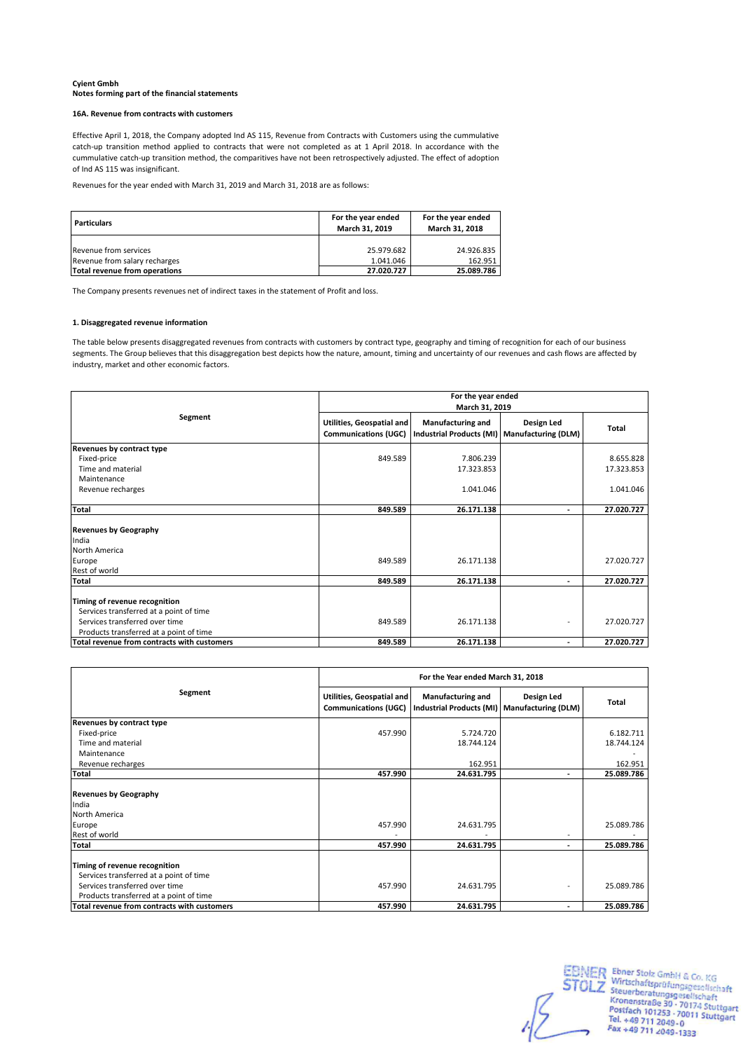**Cyient Gmbh**
**Notes forming part of the financial statements**

**16A. Revenue from contracts with customers**

Effective April 1, 2018, the Company adopted Ind AS 115, Revenue from Contracts with Customers using the cummulative catch-up transition method applied to contracts that were not completed as at 1 April 2018. In accordance with the cummulative catch-up transition method, the comparitives have not been retrospectively adjusted. The effect of adoption of Ind AS 115 was insignificant.

Revenues for the year ended with March 31, 2019 and March 31, 2018 are as follows:

| Particulars | For the year ended March 31, 2019 | For the year ended March 31, 2018 |
|---|---|---|
| Revenue from services | 25.979.682 | 24.926.835 |
| Revenue from salary recharges | 1.041.046 | 162.951 |
| **Total revenue from operations** | **27.020.727** | **25.089.786** |

The Company presents revenues net of indirect taxes in the statement of Profit and loss.

**1. Disaggregated revenue information**

The table below presents disaggregated revenues from contracts with customers by contract type, geography and timing of recognition for each of our business segments. The Group believes that this disaggregation best depicts how the nature, amount, timing and uncertainty of our revenues and cash flows are affected by industry, market and other economic factors.

| Segment | For the year ended March 31, 2019 | | | |
|---|---|---|---|---|
| | Utilities, Geospatial and Communications (UGC) | Manufacturing and Industrial Products (MI) | Design Led Manufacturing (DLM) | Total |
| **Revenues by contract type** | | | | |
| Fixed-price | 849.589 | 7.806.239 | | 8.655.828 |
| Time and material | | 17.323.853 | | 17.323.853 |
| Maintenance | | | | |
| Revenue recharges | | 1.041.046 | | 1.041.046 |
| **Total** | **849.589** | **26.171.138** | **-** | **27.020.727** |
| **Revenues by Geography** | | | | |
| India | | | | |
| North America | | | | |
| Europe | 849.589 | 26.171.138 | | 27.020.727 |
| Rest of world | | | | |
| **Total** | **849.589** | **26.171.138** | **-** | **27.020.727** |
| **Timing of revenue recognition** | | | | |
| Services transferred at a point of time | | | | |
| Services transferred over time | 849.589 | 26.171.138 | - | 27.020.727 |
| Products transferred at a point of time | | | | |
| **Total revenue from contracts with customers** | **849.589** | **26.171.138** | **-** | **27.020.727** |

| Segment | For the Year ended March 31, 2018 | | | |
|---|---|---|---|---|
| | Utilities, Geospatial and Communications (UGC) | Manufacturing and Industrial Products (MI) | Design Led Manufacturing (DLM) | Total |
| **Revenues by contract type** | | | | |
| Fixed-price | 457.990 | 5.724.720 | | 6.182.711 |
| Time and material | | 18.744.124 | | 18.744.124 |
| Maintenance | | | | - |
| Revenue recharges | | 162.951 | | 162.951 |
| **Total** | **457.990** | **24.631.795** | **-** | **25.089.786** |
| **Revenues by Geography** | | | | |
| India | | | | |
| North America | | | | |
| Europe | 457.990 | 24.631.795 | | 25.089.786 |
| Rest of world | - | - | - | - |
| **Total** | **457.990** | **24.631.795** | **-** | **25.089.786** |
| **Timing of revenue recognition** | | | | |
| Services transferred at a point of time | | | | |
| Services transferred over time | 457.990 | 24.631.795 | - | 25.089.786 |
| Products transferred at a point of time | | | | |
| **Total revenue from contracts with customers** | **457.990** | **24.631.795** | **-** | **25.089.786** |

EBNER STOLZ Ebner Stolz GmbH & Co. KG Wirtschaftsprüfungsgesellschaft Steuerberatungsgesellschaft Kronenstraße 30 · 70174 Stuttgart Postfach 101253 · 70011 Stuttgart Tel. +49 711 2049-0 Fax +49 711 2049-1333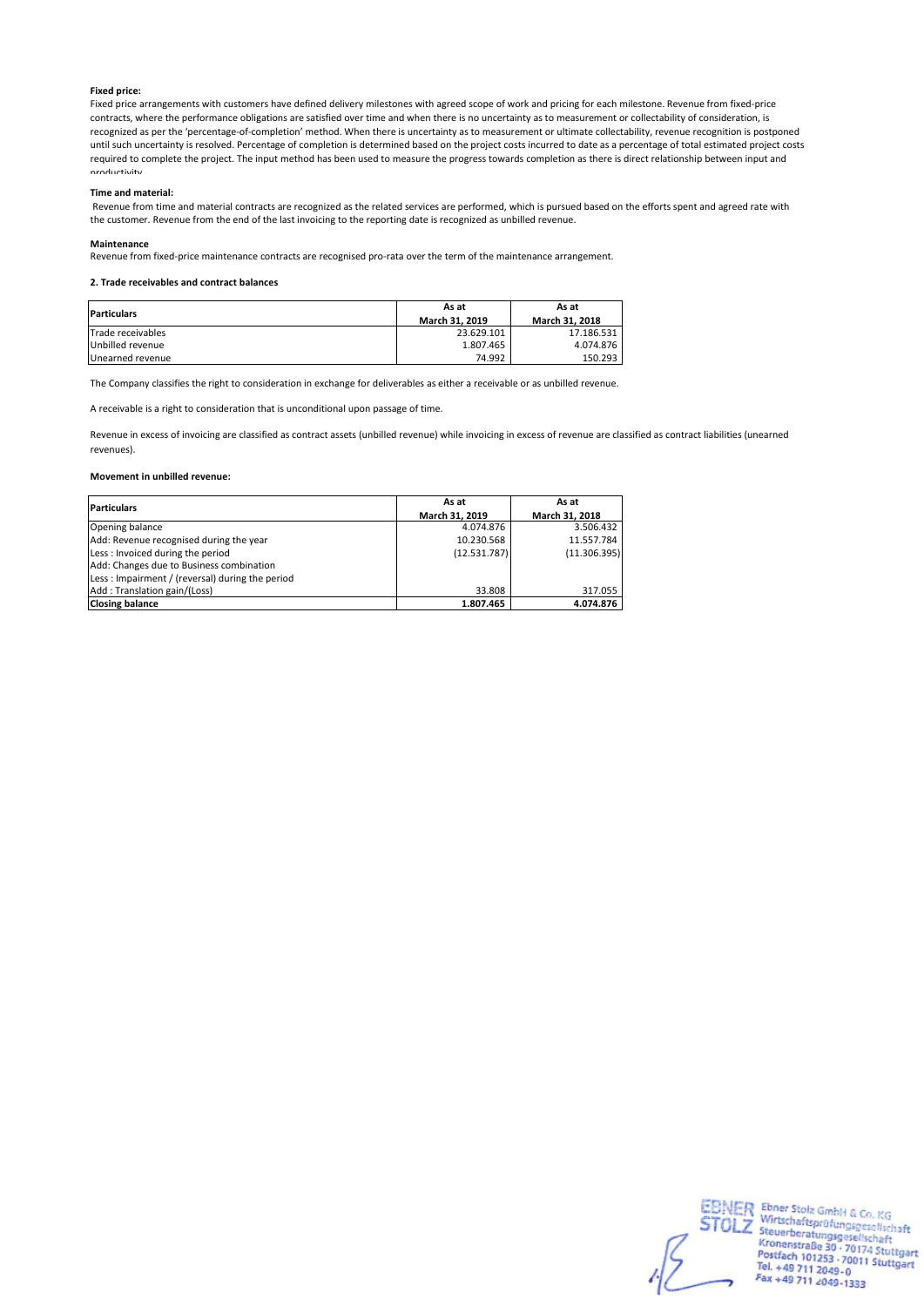**Fixed price:**

Fixed price arrangements with customers have defined delivery milestones with agreed scope of work and pricing for each milestone. Revenue from fixed-price contracts, where the performance obligations are satisfied over time and when there is no uncertainty as to measurement or collectability of consideration, is recognized as per the 'percentage-of-completion' method. When there is uncertainty as to measurement or ultimate collectability, revenue recognition is postponed until such uncertainty is resolved. Percentage of completion is determined based on the project costs incurred to date as a percentage of total estimated project costs required to complete the project. The input method has been used to measure the progress towards completion as there is direct relationship between input and productivity

**Time and material:**

Revenue from time and material contracts are recognized as the related services are performed, which is pursued based on the efforts spent and agreed rate with the customer. Revenue from the end of the last invoicing to the reporting date is recognized as unbilled revenue.

**Maintenance**

Revenue from fixed-price maintenance contracts are recognised pro-rata over the term of the maintenance arrangement.

**2. Trade receivables and contract balances**

| Particulars | As at March 31, 2019 | As at March 31, 2018 |
|---|---|---|
| Trade receivables | 23.629.101 | 17.186.531 |
| Unbilled revenue | 1.807.465 | 4.074.876 |
| Unearned revenue | 74.992 | 150.293 |

The Company classifies the right to consideration in exchange for deliverables as either a receivable or as unbilled revenue.

A receivable is a right to consideration that is unconditional upon passage of time.

Revenue in excess of invoicing are classified as contract assets (unbilled revenue) while invoicing in excess of revenue are classified as contract liabilities (unearned revenues).

**Movement in unbilled revenue:**

| Particulars | As at March 31, 2019 | As at March 31, 2018 |
|---|---|---|
| Opening balance | 4.074.876 | 3.506.432 |
| Add: Revenue recognised during the year | 10.230.568 | 11.557.784 |
| Less : Invoiced during the period | (12.531.787) | (11.306.395) |
| Add: Changes due to Business combination | | |
| Less : Impairment / (reversal) during the period | | |
| Add : Translation gain/(Loss) | 33.808 | 317.055 |
| **Closing balance** | **1.807.465** | **4.074.876** |

Ebner Stolz GmbH & Co. KG
Wirtschaftsprüfungsgesellschaft
Steuerberatungsgesellschaft
Kronenstraße 30 · 70174 Stuttgart
Postfach 101253 · 70011 Stuttgart
Tel. +49 711 2049-0
Fax +49 711 2049-1333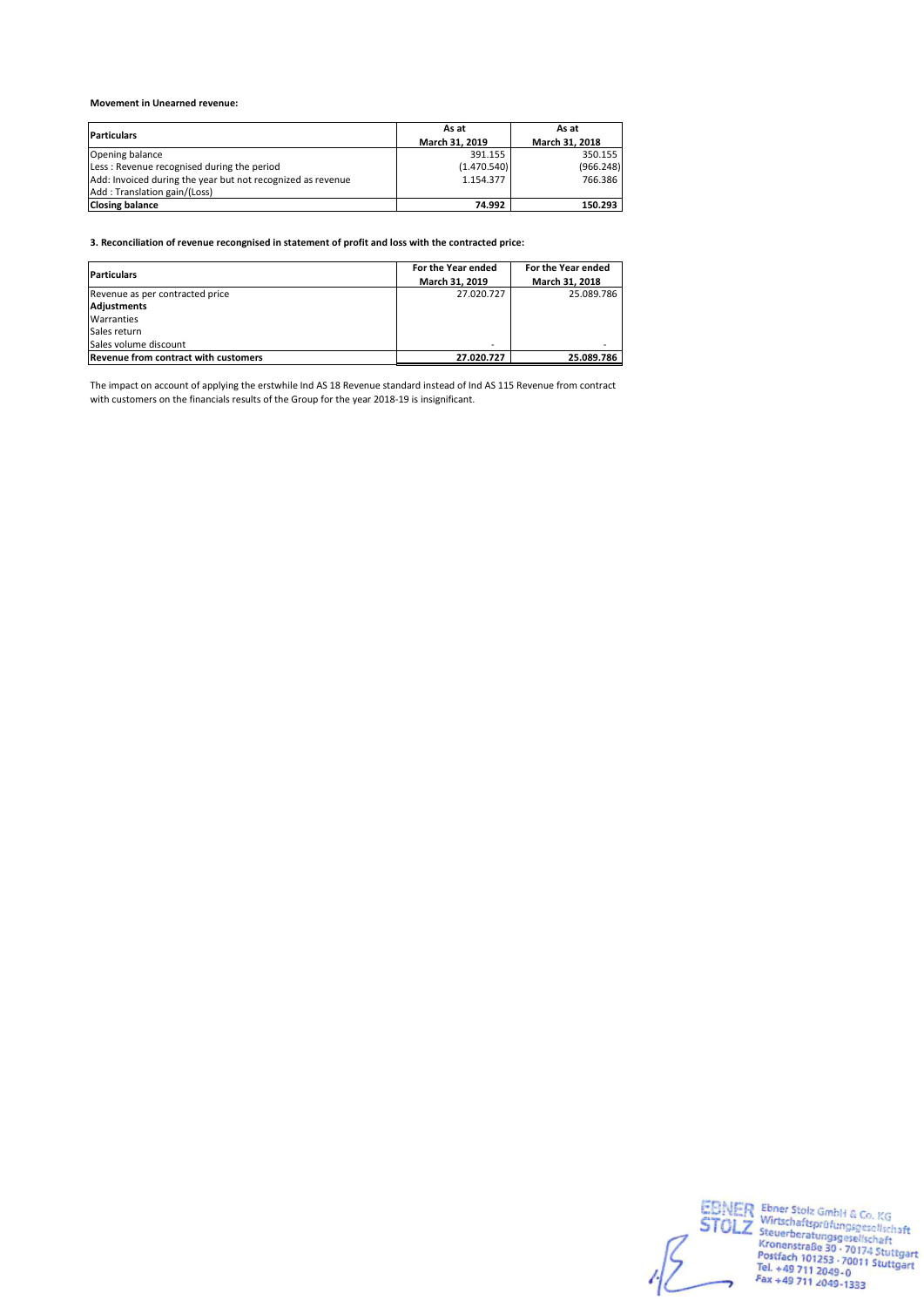**Movement in Unearned revenue:**

| Particulars | As at March 31, 2019 | As at March 31, 2018 |
|---|---|---|
| Opening balance | 391.155 | 350.155 |
| Less : Revenue recognised during the period | (1.470.540) | (966.248) |
| Add: Invoiced during the year but not recognized as revenue | 1.154.377 | 766.386 |
| Add : Translation gain/(Loss) | | |
| **Closing balance** | **74.992** | **150.293** |

**3. Reconciliation of revenue recongnised in statement of profit and loss with the contracted price:**

| Particulars | For the Year ended March 31, 2019 | For the Year ended March 31, 2018 |
|---|---|---|
| Revenue as per contracted price | 27.020.727 | 25.089.786 |
| **Adjustments** | | |
| Warranties | | |
| Sales return | | |
| Sales volume discount | - | - |
| **Revenue from contract with customers** | **27.020.727** | **25.089.786** |

The impact on account of applying the erstwhile Ind AS 18 Revenue standard instead of Ind AS 115 Revenue from contract with customers on the financials results of the Group for the year 2018-19 is insignificant.

EBNER STOLZ Ebner Stolz GmbH & Co. KG Wirtschaftsprüfungsgesellschaft Steuerberatungsgesellschaft Kronenstraße 30 · 70174 Stuttgart Postfach 101253 · 70011 Stuttgart Tel. +49 711 2049-0 Fax +49 711 2049-1333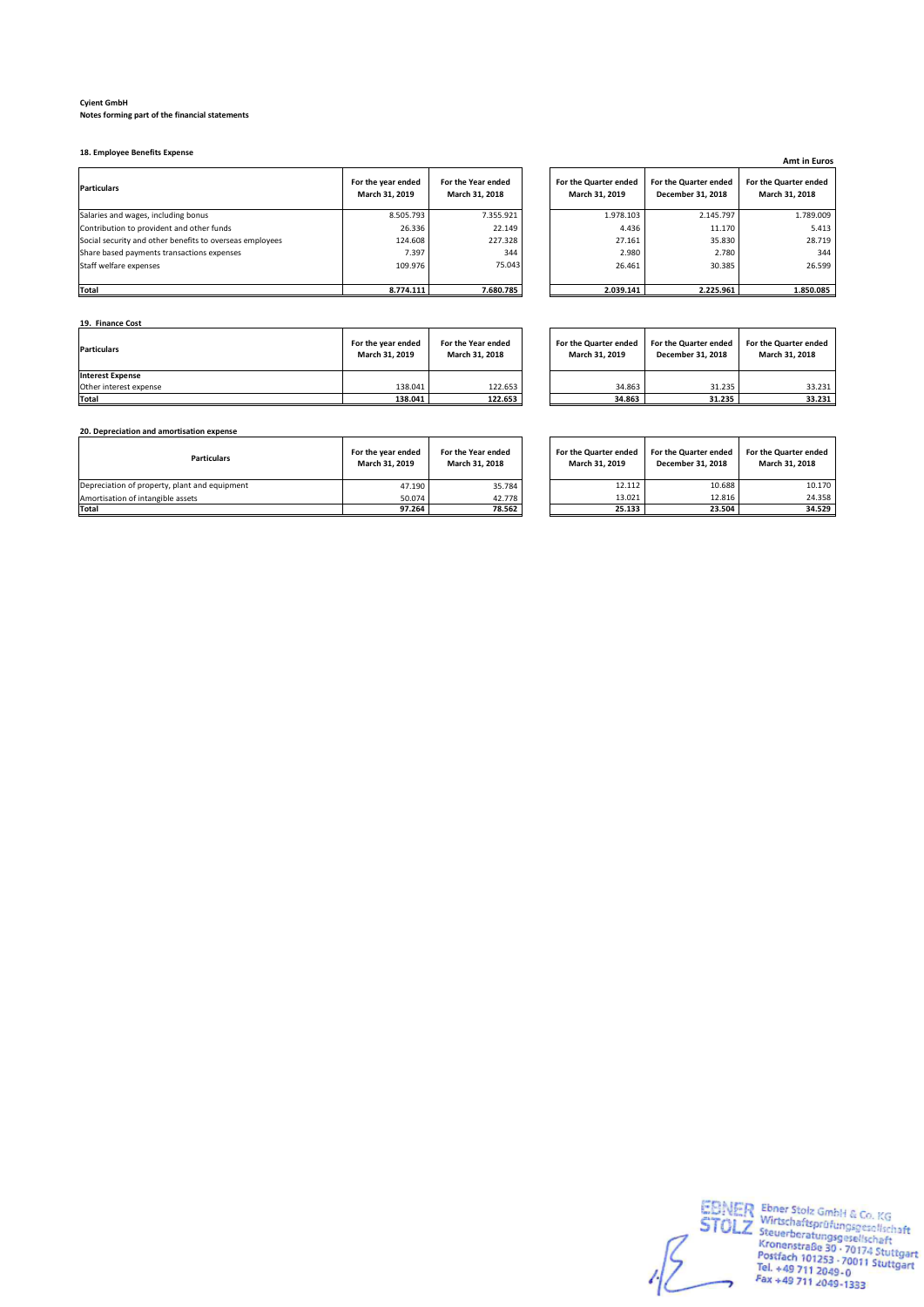**Cyient GmbH**
**Notes forming part of the financial statements**

**18. Employee Benefits Expense**

Amt in Euros

| Particulars | For the year ended March 31, 2019 | For the Year ended March 31, 2018 | For the Quarter ended March 31, 2019 | For the Quarter ended December 31, 2018 | For the Quarter ended March 31, 2018 |
|---|---|---|---|---|---|
| Salaries and wages, including bonus | 8.505.793 | 7.355.921 | 1.978.103 | 2.145.797 | 1.789.009 |
| Contribution to provident and other funds | 26.336 | 22.149 | 4.436 | 11.170 | 5.413 |
| Social security and other benefits to overseas employees | 124.608 | 227.328 | 27.161 | 35.830 | 28.719 |
| Share based payments transactions expenses | 7.397 | 344 | 2.980 | 2.780 | 344 |
| Staff welfare expenses | 109.976 | 75.043 | 26.461 | 30.385 | 26.599 |
| **Total** | **8.774.111** | **7.680.785** | **2.039.141** | **2.225.961** | **1.850.085** |

**19. Finance Cost**

| Particulars | For the year ended March 31, 2019 | For the Year ended March 31, 2018 | For the Quarter ended March 31, 2019 | For the Quarter ended December 31, 2018 | For the Quarter ended March 31, 2018 |
|---|---|---|---|---|---|
| **Interest Expense** | | | | | |
| Other interest expense | 138.041 | 122.653 | 34.863 | 31.235 | 33.231 |
| **Total** | **138.041** | **122.653** | **34.863** | **31.235** | **33.231** |

**20. Depreciation and amortisation expense**

| Particulars | For the year ended March 31, 2019 | For the Year ended March 31, 2018 | For the Quarter ended March 31, 2019 | For the Quarter ended December 31, 2018 | For the Quarter ended March 31, 2018 |
|---|---|---|---|---|---|
| Depreciation of property, plant and equipment | 47.190 | 35.784 | 12.112 | 10.688 | 10.170 |
| Amortisation of intangible assets | 50.074 | 42.778 | 13.021 | 12.816 | 24.358 |
| **Total** | **97.264** | **78.562** | **25.133** | **23.504** | **34.529** |

EBNER STOLZ Ebner Stolz GmbH & Co. KG Wirtschaftsprüfungsgesellschaft Steuerberatungsgesellschaft Kronenstraße 30 · 70174 Stuttgart Postfach 101253 · 70011 Stuttgart Tel. +49 711 2049-0 Fax +49 711 2049-1333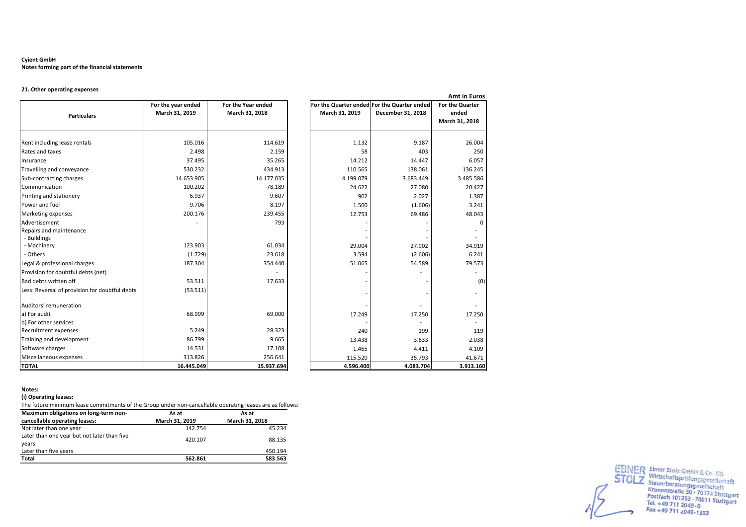**Cyient GmbH**
**Notes forming part of the financial statements**

**21. Other operating expenses**

**Amt in Euros**

| Particulars | For the year ended March 31, 2019 | For the Year ended March 31, 2018 | For the Quarter ended March 31, 2019 | For the Quarter ended December 31, 2018 | For the Quarter ended March 31, 2018 |
|---|---|---|---|---|---|
| Rent including lease rentals | 105.016 | 114.619 | 1.132 | 9.187 | 26.004 |
| Rates and taxes | 2.498 | 2.159 | 58 | 403 | 250 |
| Insurance | 37.495 | 35.265 | 14.212 | 14.447 | 6.057 |
| Travelling and conveyance | 530.232 | 434.913 | 110.565 | 138.061 | 136.245 |
| Sub-contracting charges | 14.653.905 | 14.177.035 | 4.199.079 | 3.683.449 | 3.485.586 |
| Communication | 100.202 | 78.189 | 24.622 | 27.080 | 20.427 |
| Printing and stationery | 6.937 | 9.607 | 902 | 2.027 | 1.387 |
| Power and fuel | 9.706 | 8.197 | 1.500 | (1.606) | 3.241 |
| Marketing expenses | 200.176 | 239.455 | 12.753 | 69.486 | 48.043 |
| Advertisement | - | 793 | - | - | 0 |
| Repairs and maintenance | | | - | - | - |
| - Buildings | | | - | - | - |
| - Machinery | 123.903 | 61.034 | 29.004 | 27.902 | 34.919 |
| - Others | (1.729) | 23.618 | 3.594 | (2.606) | 6.241 |
| Legal & professional charges | 187.304 | 354.440 | 51.065 | 54.589 | 79.573 |
| Provision for doubtful debts (net) | | - | - | - | - |
| Bad debts written off | 53.511 | 17.633 | - | - | (0) |
| Less: Reversal of provision for doubtful debts | (53.511) | | - | - | - |
| Auditors' remuneration | | | - | - | - |
| a) For audit | 68.999 | 69.000 | 17.249 | 17.250 | 17.250 |
| b) For other services | | | - | - | - |
| Recruitment expenses | 5.249 | 28.323 | 240 | 199 | 119 |
| Training and development | 86.799 | 9.665 | 13.438 | 3.633 | 2.038 |
| Software charges | 14.531 | 17.108 | 1.465 | 4.411 | 4.109 |
| Miscellaneous expenses | 313.826 | 256.641 | 115.520 | 35.793 | 41.671 |
| **TOTAL** | **16.445.049** | **15.937.694** | **4.596.400** | **4.083.704** | **3.913.160** |

**Notes:**

**(i) Operating leases:**

The future minimum lease commitments of the Group under non-cancellable operating leases are as follows:

| Maximum obligations on long-term non-cancellable operating leases: | As at March 31, 2019 | As at March 31, 2018 |
|---|---|---|
| Not later than one year | 142.754 | 45.234 |
| Later than one year but not later than five years | 420.107 | 88.135 |
| Later than five years | | 450.194 |
| **Total** | **562.861** | **583.563** |

Ebner Stolz GmbH & Co. KG
Wirtschaftsprüfungsgesellschaft
Steuerberatungsgesellschaft
Kronenstraße 30 · 70174 Stuttgart
Postfach 101253 · 70011 Stuttgart
Tel. +49 711 2049-0
Fax +49 711 2049-1333